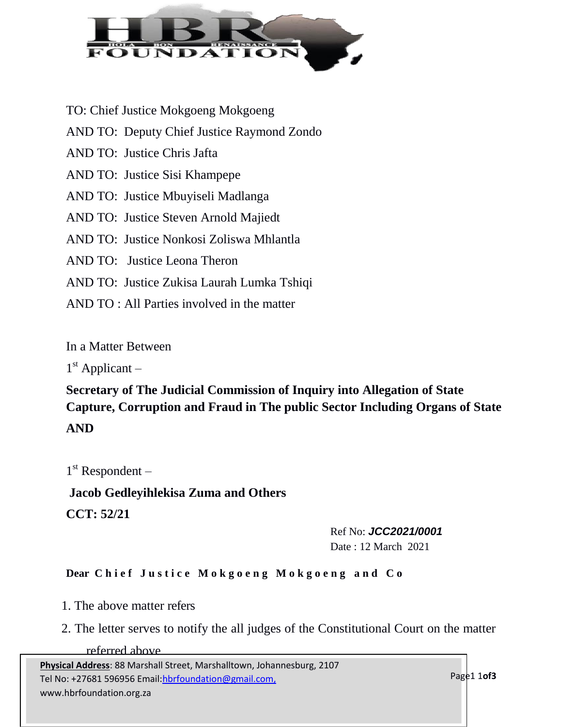TO: Chief Justice Mokgoeng Mokgoeng

AND TO: Deputy Chief Justice Raymond Zondo

AND TO: Justice Chris Jafta

AND TO: Justice Sisi Khampepe

AND TO: Justice Mbuyiseli Madlanga

AND TO: Justice Steven Arnold Majiedt

AND TO: Justice Nonkosi Zoliswa Mhlantla

AND TO: Justice Leona Theron

AND TO: Justice Zukisa Laurah Lumka Tshiqi

AND TO : All Parties involved in the matter

In a Matter Between

1st Applicant –

**Secretary of The Judicial Commission of Inquiry into Allegation of State Capture, Corruption and Fraud in The public Sector Including Organs of State**

**AND**

1st Respondent –

**Jacob Gedleyihlekisa Zuma and Others**

**CCT: 52/21**

Ref No: ***JCC2021/0001***

Date : 12 March 2021

**Dear Chief Justice Mokgoeng Mokgoeng and Co**

1. The above matter refers
2. The letter serves to notify the all judges of the Constitutional Court on the matter referred above

**Physical Address**: 88 Marshall Street, Marshalltown, Johannesburg, 2107
Tel No: +27681 596956 Email: hbrfoundation@gmail.com,
www.hbrfoundation.org.za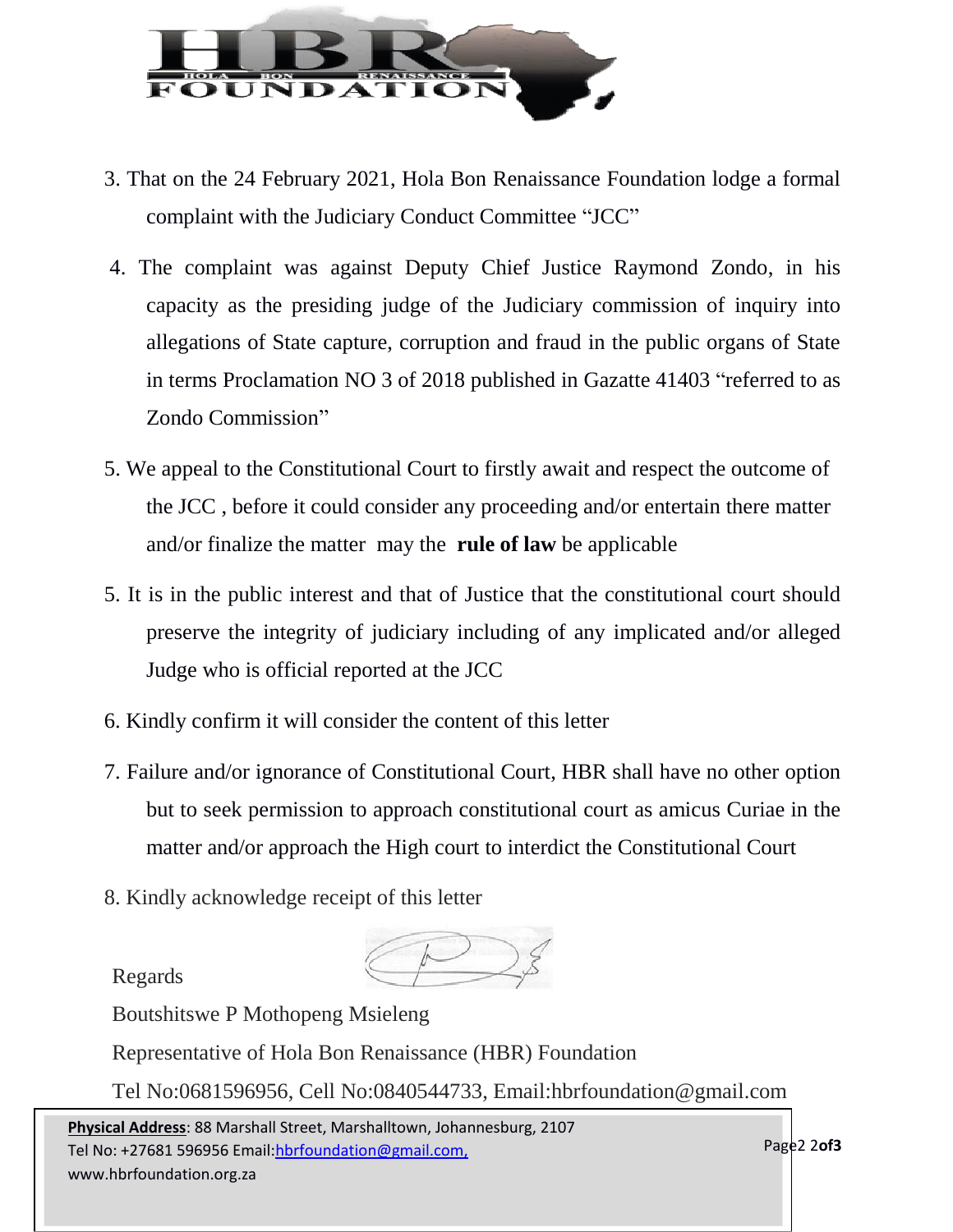3. That on the 24 February 2021, Hola Bon Renaissance Foundation lodge a formal complaint with the Judiciary Conduct Committee "JCC"

4. The complaint was against Deputy Chief Justice Raymond Zondo, in his capacity as the presiding judge of the Judiciary commission of inquiry into allegations of State capture, corruption and fraud in the public organs of State in terms Proclamation NO 3 of 2018 published in Gazatte 41403 "referred to as Zondo Commission"

5. We appeal to the Constitutional Court to firstly await and respect the outcome of the JCC , before it could consider any proceeding and/or entertain there matter and/or finalize the matter may the **rule of law** be applicable

5. It is in the public interest and that of Justice that the constitutional court should preserve the integrity of judiciary including of any implicated and/or alleged Judge who is official reported at the JCC

6. Kindly confirm it will consider the content of this letter

7. Failure and/or ignorance of Constitutional Court, HBR shall have no other option but to seek permission to approach constitutional court as amicus Curiae in the matter and/or approach the High court to interdict the Constitutional Court

8. Kindly acknowledge receipt of this letter

Regards

Boutshitswe P Mothopeng Msieleng

Representative of Hola Bon Renaissance (HBR) Foundation

Tel No:0681596956, Cell No:0840544733, Email:hbrfoundation@gmail.com

**Physical Address**: 88 Marshall Street, Marshalltown, Johannesburg, 2107
Tel No: +27681 596956 Email:hbrfoundation@gmail.com,
www.hbrfoundation.org.za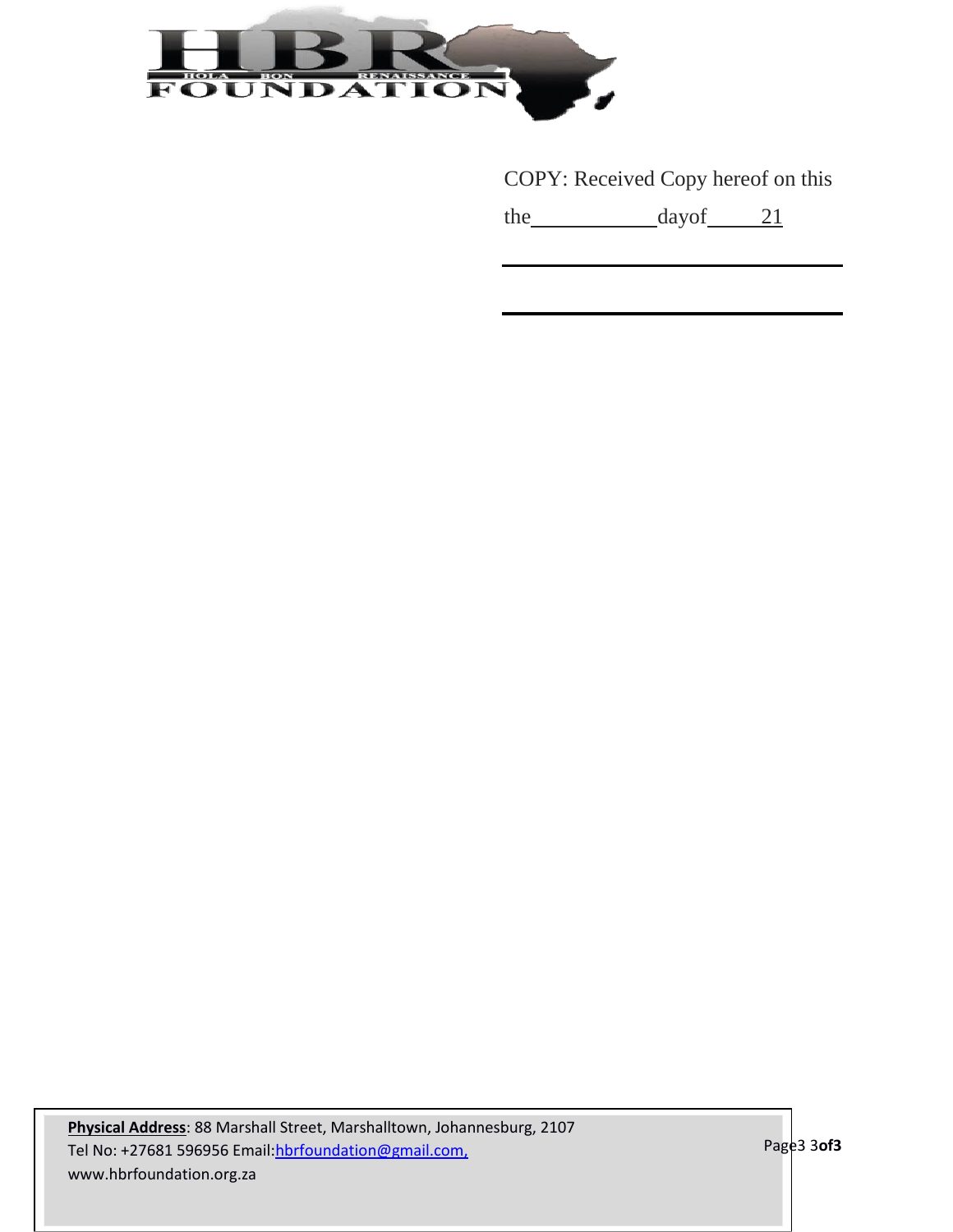COPY: Received Copy hereof on this

the\_\_\_\_\_\_\_\_\_\_\_\_dayof\_\_\_\_\_21

\_\_\_\_\_\_\_\_\_\_\_\_\_\_\_\_\_\_\_\_\_\_\_\_\_\_\_\_\_\_\_\_\_\_\_\_

\_\_\_\_\_\_\_\_\_\_\_\_\_\_\_\_\_\_\_\_\_\_\_\_\_\_\_\_\_\_\_\_\_\_\_\_